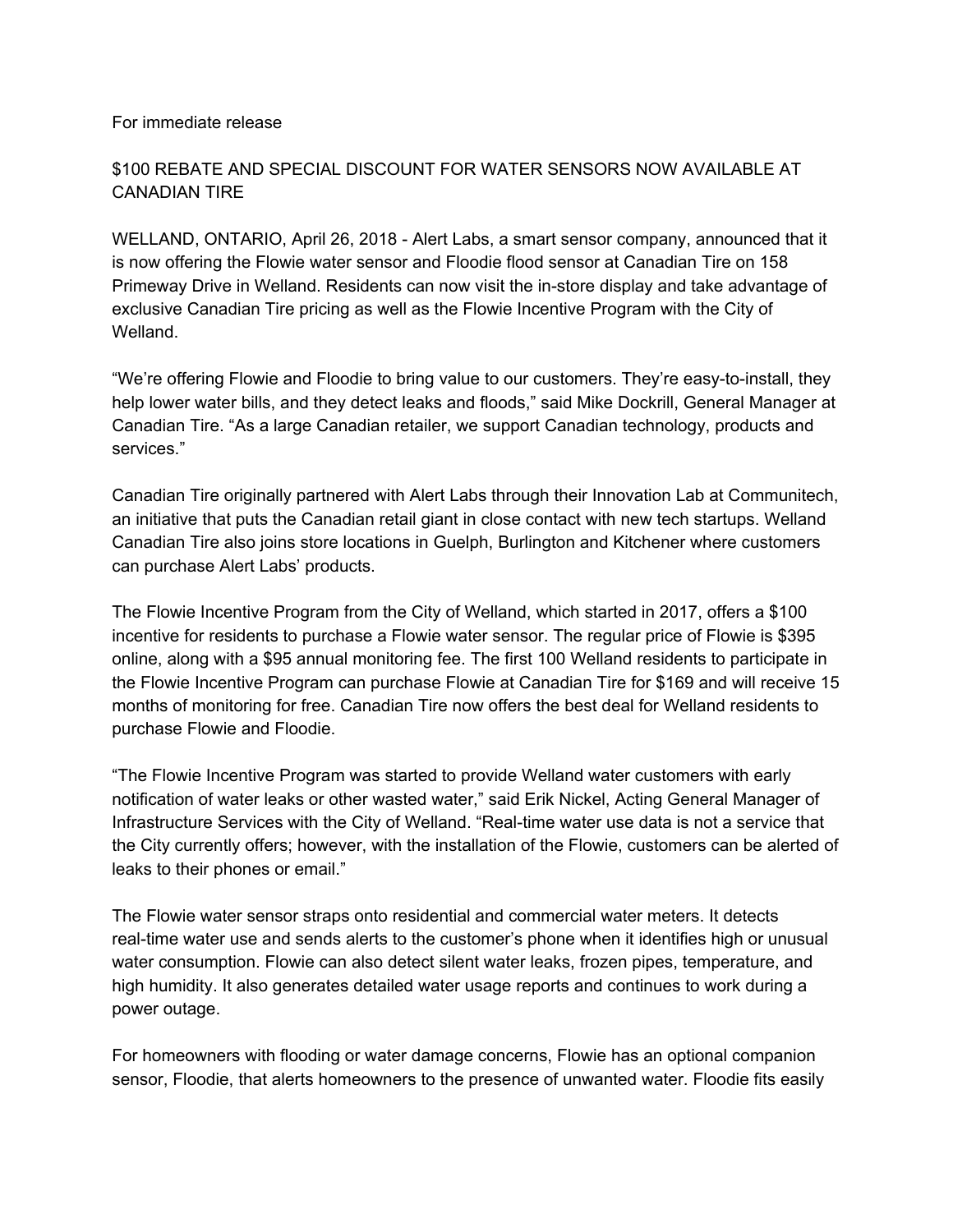For immediate release

# $100 REBATE AND SPECIAL DISCOUNT FOR WATER SENSORS NOW AVAILABLE AT CANADIAN TIRE

WELLAND, ONTARIO, April 26, 2018 - Alert Labs, a smart sensor company, announced that it is now offering the Flowie water sensor and Floodie flood sensor at Canadian Tire on 158 Primeway Drive in Welland. Residents can now visit the in-store display and take advantage of exclusive Canadian Tire pricing as well as the Flowie Incentive Program with the City of Welland.

“We’re offering Flowie and Floodie to bring value to our customers. They’re easy-to-install, they help lower water bills, and they detect leaks and floods,” said Mike Dockrill, General Manager at Canadian Tire. “As a large Canadian retailer, we support Canadian technology, products and services.”

Canadian Tire originally partnered with Alert Labs through their Innovation Lab at Communitech, an initiative that puts the Canadian retail giant in close contact with new tech startups. Welland Canadian Tire also joins store locations in Guelph, Burlington and Kitchener where customers can purchase Alert Labs’ products.

The Flowie Incentive Program from the City of Welland, which started in 2017, offers a $100 incentive for residents to purchase a Flowie water sensor. The regular price of Flowie is $395 online, along with a $95 annual monitoring fee. The first 100 Welland residents to participate in the Flowie Incentive Program can purchase Flowie at Canadian Tire for $169 and will receive 15 months of monitoring for free. Canadian Tire now offers the best deal for Welland residents to purchase Flowie and Floodie.

“The Flowie Incentive Program was started to provide Welland water customers with early notification of water leaks or other wasted water,” said Erik Nickel, Acting General Manager of Infrastructure Services with the City of Welland. “Real-time water use data is not a service that the City currently offers; however, with the installation of the Flowie, customers can be alerted of leaks to their phones or email.”

The Flowie water sensor straps onto residential and commercial water meters. It detects real-time water use and sends alerts to the customer’s phone when it identifies high or unusual water consumption. Flowie can also detect silent water leaks, frozen pipes, temperature, and high humidity. It also generates detailed water usage reports and continues to work during a power outage.

For homeowners with flooding or water damage concerns, Flowie has an optional companion sensor, Floodie, that alerts homeowners to the presence of unwanted water. Floodie fits easily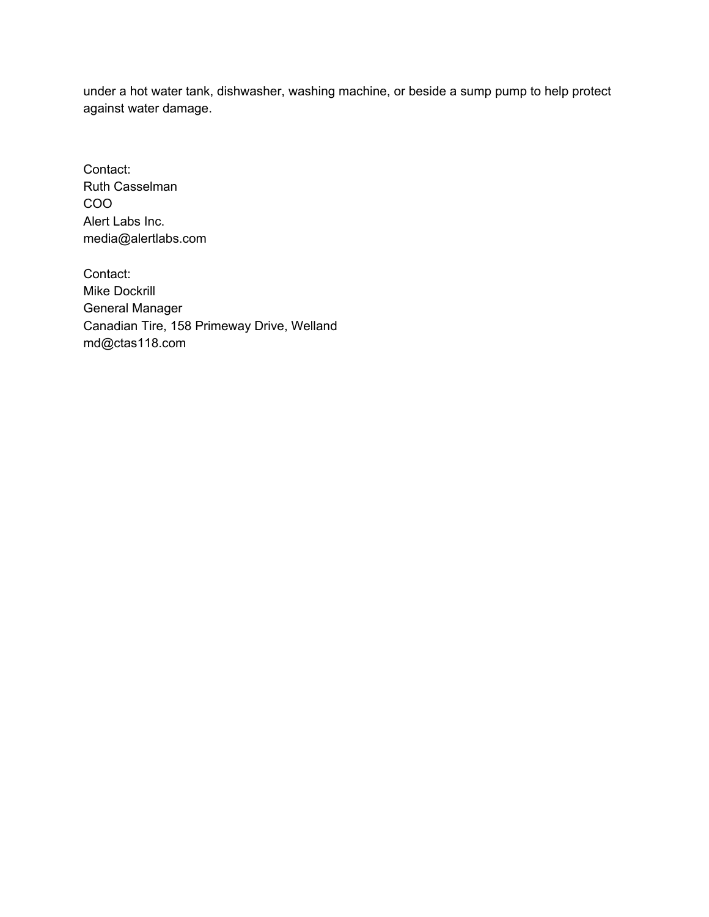under a hot water tank, dishwasher, washing machine, or beside a sump pump to help protect against water damage.

Contact:
Ruth Casselman
COO
Alert Labs Inc.
media@alertlabs.com

Contact:
Mike Dockrill
General Manager
Canadian Tire, 158 Primeway Drive, Welland
md@ctas118.com